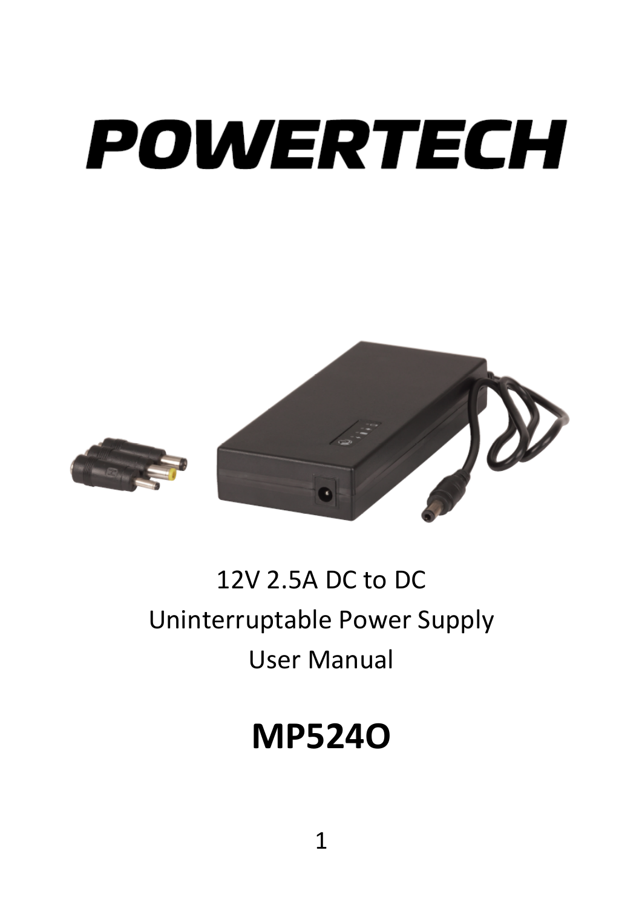# POWERTECH

12V 2.5A DC to DC

Uninterruptable Power Supply

User Manual

# MP524O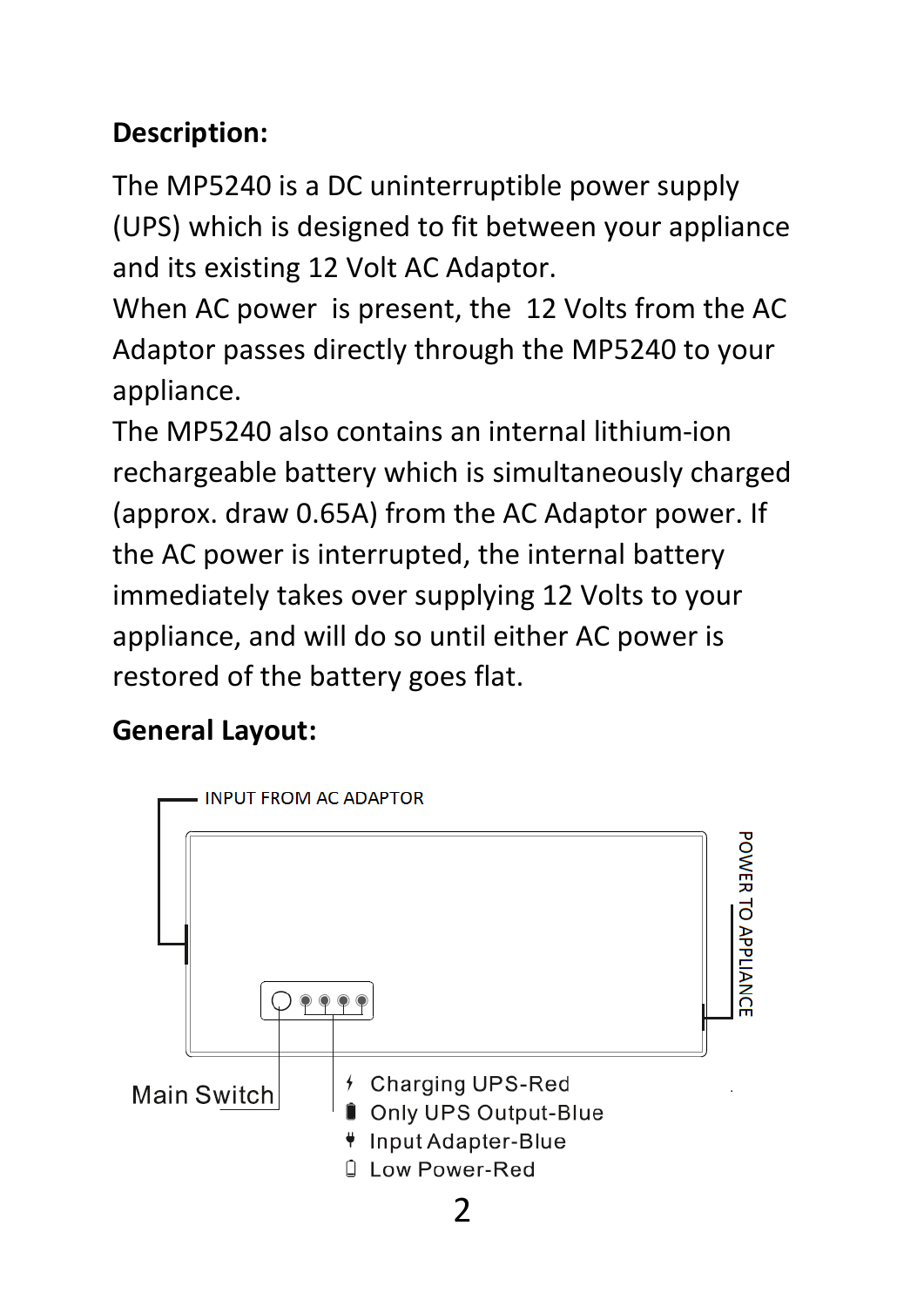**Description:**

The MP5240 is a DC uninterruptible power supply (UPS) which is designed to fit between your appliance and its existing 12 Volt AC Adaptor.

When AC power is present, the 12 Volts from the AC Adaptor passes directly through the MP5240 to your appliance.

The MP5240 also contains an internal lithium-ion rechargeable battery which is simultaneously charged (approx. draw 0.65A) from the AC Adaptor power. If the AC power is interrupted, the internal battery immediately takes over supplying 12 Volts to your appliance, and will do so until either AC power is restored of the battery goes flat.

**General Layout:**

INPUT FROM AC ADAPTOR

POWER TO APPLIANCE

Main Switch

Charging UPS-Red
Only UPS Output-Blue
Input Adapter-Blue
Low Power-Red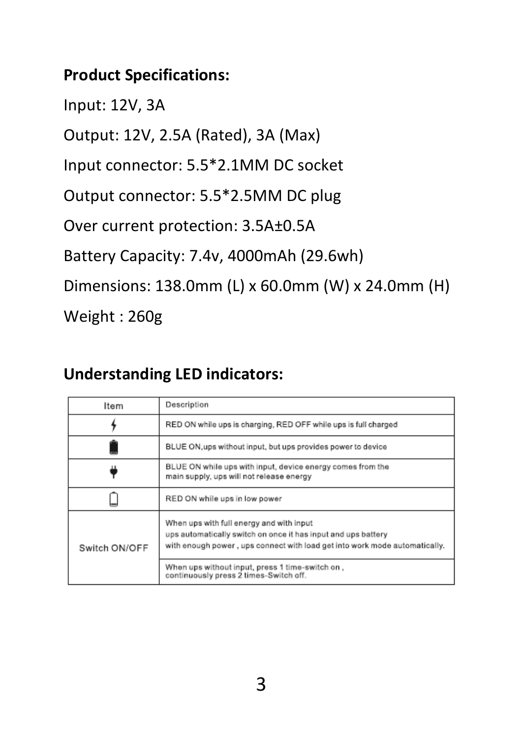**Product Specifications:**

Input: 12V, 3A

Output: 12V, 2.5A (Rated), 3A (Max)

Input connector: 5.5*2.1MM DC socket

Output connector: 5.5*2.5MM DC plug

Over current protection: 3.5A±0.5A

Battery Capacity: 7.4v, 4000mAh (29.6wh)

Dimensions: 138.0mm (L) x 60.0mm (W) x 24.0mm (H)

Weight : 260g

**Understanding LED indicators:**

| Item | Description |
|---|---|
| ϟ | RED ON while ups is charging, RED OFF while ups is full charged |
| (full battery icon) | BLUE ON,ups without input, but ups provides power to device |
| (plug icon) | BLUE ON while ups with input, device energy comes from the main supply, ups will not release energy |
| (empty battery icon) | RED ON while ups in low power |
| Switch ON/OFF | When ups with full energy and with input ups automatically switch on once it has input and ups battery with enough power , ups connect with load get into work mode automatically. |
| | When ups without input, press 1 time-switch on , continuously press 2 times-Switch off. |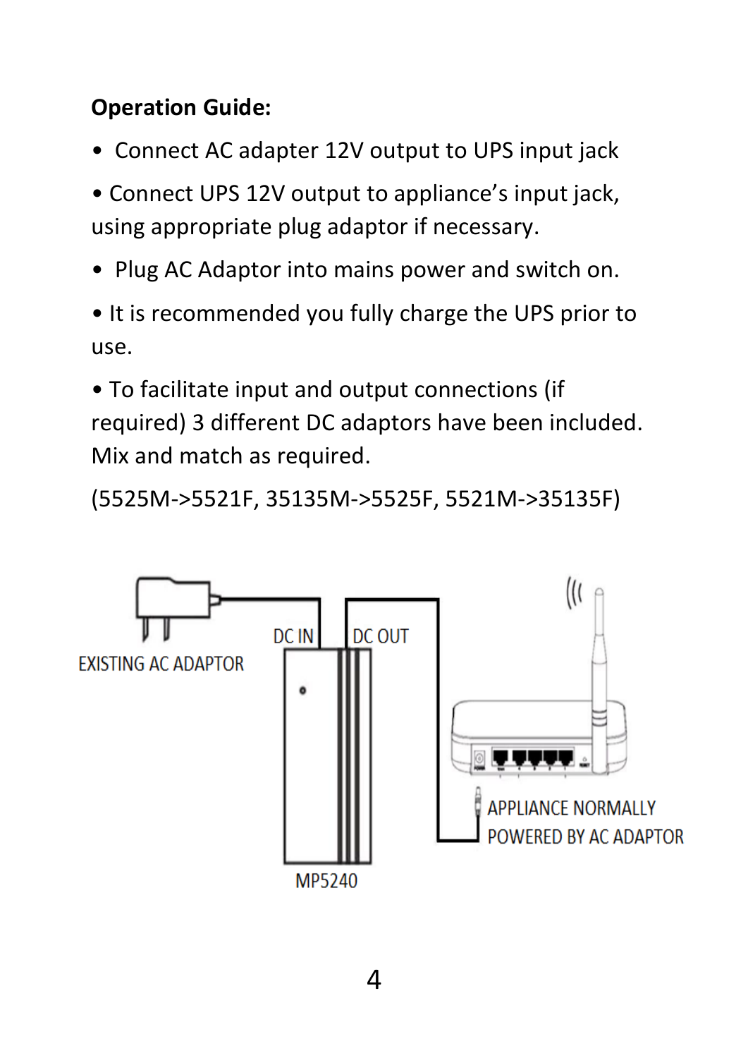**Operation Guide:**

- Connect AC adapter 12V output to UPS input jack
- Connect UPS 12V output to appliance's input jack, using appropriate plug adaptor if necessary.
- Plug AC Adaptor into mains power and switch on.
- It is recommended you fully charge the UPS prior to use.
- To facilitate input and output connections (if required) 3 different DC adaptors have been included. Mix and match as required.

(5525M->5521F, 35135M->5525F, 5521M->35135F)

EXISTING AC ADAPTOR

DC IN

DC OUT

MP5240

APPLIANCE NORMALLY POWERED BY AC ADAPTOR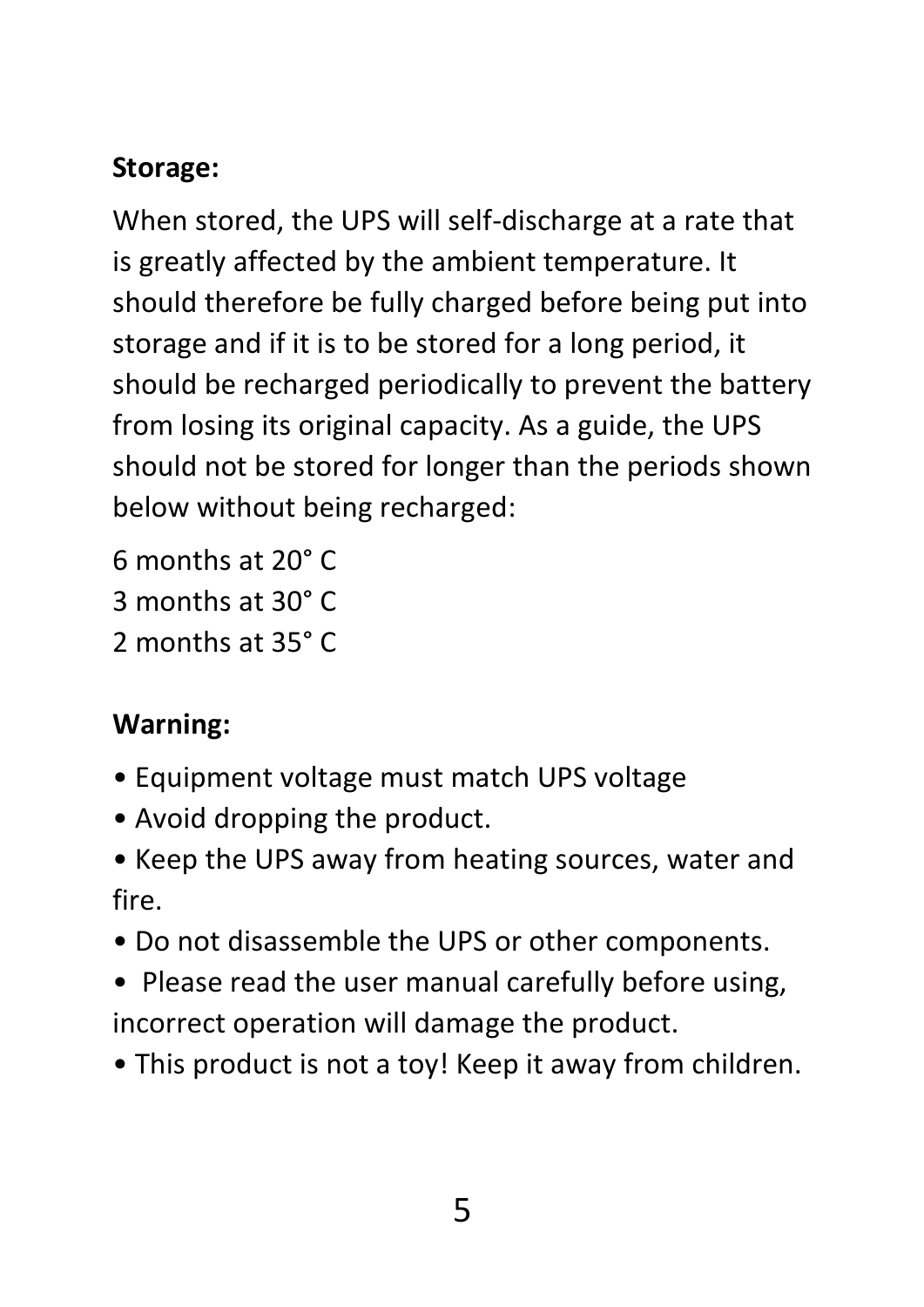**Storage:**

When stored, the UPS will self-discharge at a rate that is greatly affected by the ambient temperature. It should therefore be fully charged before being put into storage and if it is to be stored for a long period, it should be recharged periodically to prevent the battery from losing its original capacity. As a guide, the UPS should not be stored for longer than the periods shown below without being recharged:

6 months at 20° C
3 months at 30° C
2 months at 35° C

**Warning:**

- Equipment voltage must match UPS voltage
- Avoid dropping the product.
- Keep the UPS away from heating sources, water and fire.
- Do not disassemble the UPS or other components.
- Please read the user manual carefully before using, incorrect operation will damage the product.
- This product is not a toy! Keep it away from children.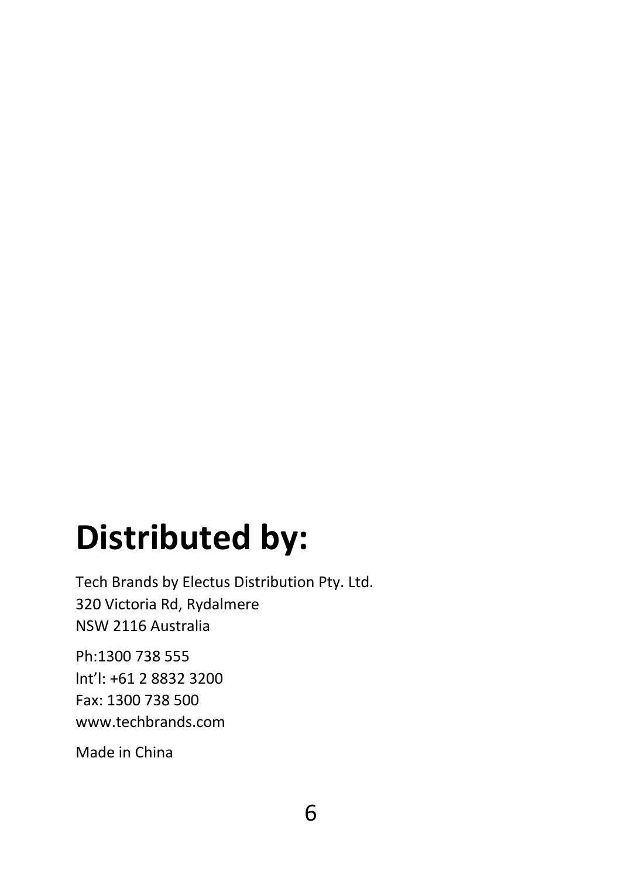# Distributed by:

Tech Brands by Electus Distribution Pty. Ltd.
320 Victoria Rd, Rydalmere
NSW 2116 Australia

Ph:1300 738 555
lnt’l: +61 2 8832 3200
Fax: 1300 738 500
www.techbrands.com

Made in China